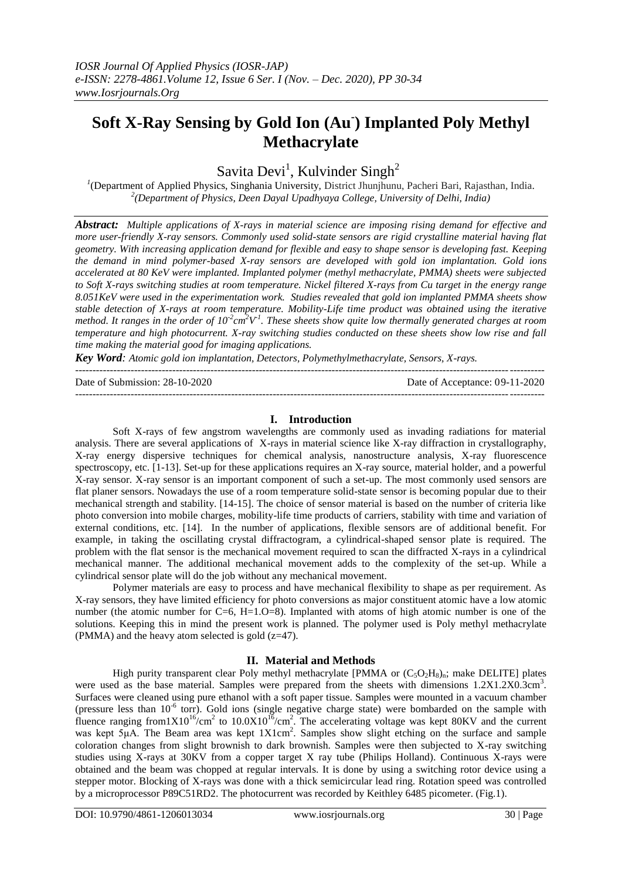# Soft X-Ray Sensing by Gold Ion ($Au^-$) Implanted Poly Methyl Methacrylate

Savita Devi[1], Kulvinder Singh[2]

[1](Department of Applied Physics, Singhania University, District Jhunjhunu, Pacheri Bari, Rajasthan, India.
[2](Department of Physics, Deen Dayal Upadhyaya College, University of Delhi, India)

***Abstract:*** *Multiple applications of X-rays in material science are imposing rising demand for effective and more user-friendly X-ray sensors. Commonly used solid-state sensors are rigid crystalline material having flat geometry. With increasing application demand for flexible and easy to shape sensor is developing fast. Keeping the demand in mind polymer-based X-ray sensors are developed with gold ion implantation. Gold ions accelerated at 80 KeV were implanted. Implanted polymer (methyl methacrylate, PMMA) sheets were subjected to Soft X-rays switching studies at room temperature. Nickel filtered X-rays from Cu target in the energy range 8.051KeV were used in the experimentation work. Studies revealed that gold ion implanted PMMA sheets show stable detection of X-rays at room temperature. Mobility-Life time product was obtained using the iterative method. It ranges in the order of $10^{-2}cm^2V^{-1}$. These sheets show quite low thermally generated charges at room temperature and high photocurrent. X-ray switching studies conducted on these sheets show low rise and fall time making the material good for imaging applications.*

***Key Word****: Atomic gold ion implantation, Detectors, Polymethylmethacrylate, Sensors, X-rays.*

Date of Submission: 28-10-2020 | Date of Acceptance: 09-11-2020

## I. Introduction

Soft X-rays of few angstrom wavelengths are commonly used as invading radiations for material analysis. There are several applications of X-rays in material science like X-ray diffraction in crystallography, X-ray energy dispersive techniques for chemical analysis, nanostructure analysis, X-ray fluorescence spectroscopy, etc. [1-13]. Set-up for these applications requires an X-ray source, material holder, and a powerful X-ray sensor. X-ray sensor is an important component of such a set-up. The most commonly used sensors are flat planer sensors. Nowadays the use of a room temperature solid-state sensor is becoming popular due to their mechanical strength and stability. [14-15]. The choice of sensor material is based on the number of criteria like photo conversion into mobile charges, mobility-life time products of carriers, stability with time and variation of external conditions, etc. [14]. In the number of applications, flexible sensors are of additional benefit. For example, in taking the oscillating crystal diffractogram, a cylindrical-shaped sensor plate is required. The problem with the flat sensor is the mechanical movement required to scan the diffracted X-rays in a cylindrical mechanical manner. The additional mechanical movement adds to the complexity of the set-up. While a cylindrical sensor plate will do the job without any mechanical movement.

Polymer materials are easy to process and have mechanical flexibility to shape as per requirement. As X-ray sensors, they have limited efficiency for photo conversions as major constituent atomic have a low atomic number (the atomic number for C=6, H=1.O=8). Implanted with atoms of high atomic number is one of the solutions. Keeping this in mind the present work is planned. The polymer used is Poly methyl methacrylate (PMMA) and the heavy atom selected is gold (z=47).

## II. Material and Methods

High purity transparent clear Poly methyl methacrylate [PMMA or $(C_5O_2H_8)_n$; make DELITE] plates were used as the base material. Samples were prepared from the sheets with dimensions $1.2X1.2X0.3cm^3$. Surfaces were cleaned using pure ethanol with a soft paper tissue. Samples were mounted in a vacuum chamber (pressure less than $10^{-6}$ torr). Gold ions (single negative charge state) were bombarded on the sample with fluence ranging from$1X10^{16}/cm^2$ to $10.0X10^{16}/cm^2$. The accelerating voltage was kept 80KV and the current was kept 5μA. The Beam area was kept $1X1cm^2$. Samples show slight etching on the surface and sample coloration changes from slight brownish to dark brownish. Samples were then subjected to X-ray switching studies using X-rays at 30KV from a copper target X ray tube (Philips Holland). Continuous X-rays were obtained and the beam was chopped at regular intervals. It is done by using a switching rotor device using a stepper motor. Blocking of X-rays was done with a thick semicircular lead ring. Rotation speed was controlled by a microprocessor P89C51RD2. The photocurrent was recorded by Keithley 6485 picometer. (Fig.1).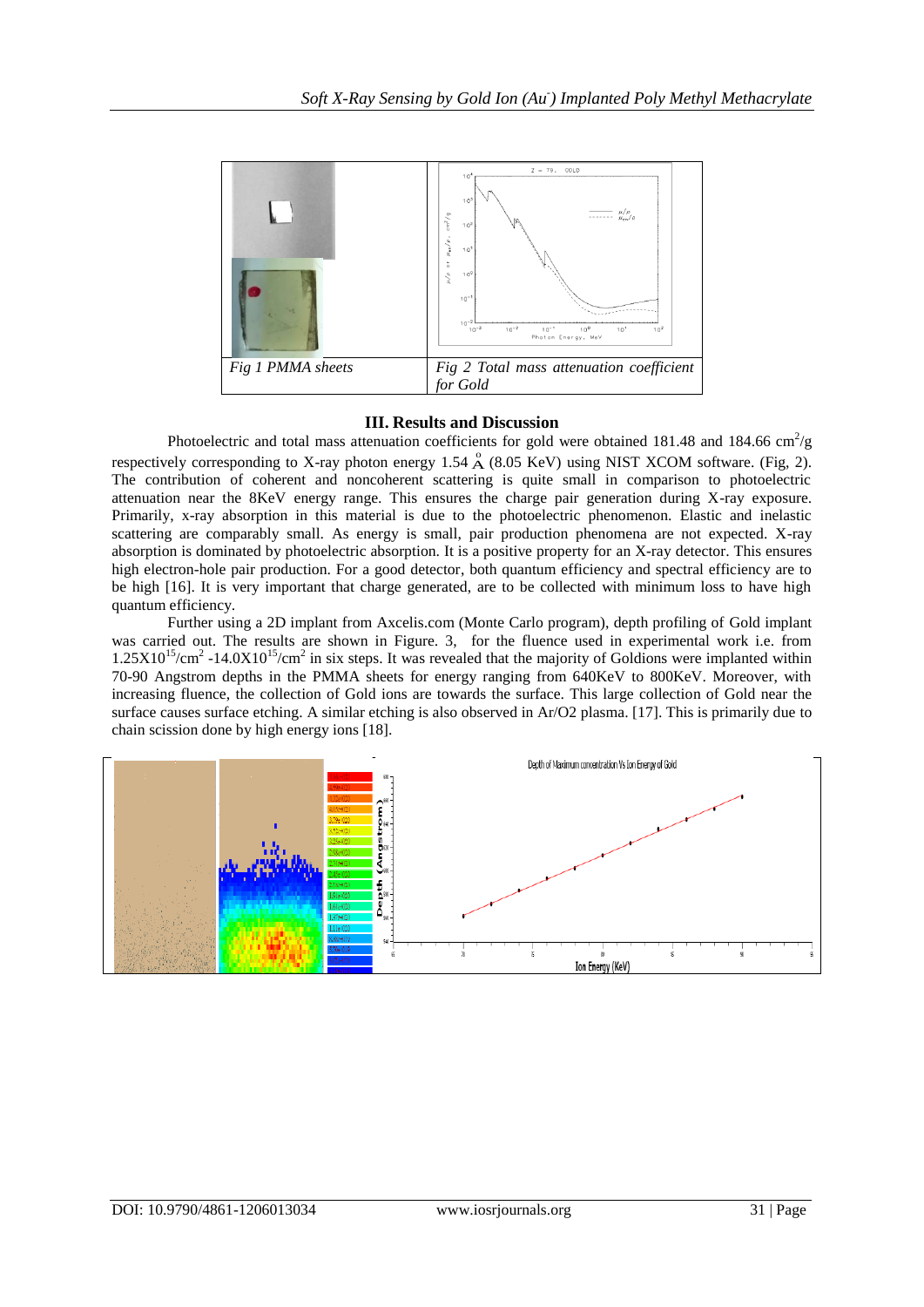| Fig 1 PMMA sheets | Fig 2 Total mass attenuation coefficient for Gold |
|---|---|

### III. Results and Discussion

Photoelectric and total mass attenuation coefficients for gold were obtained 181.48 and 184.66 $cm^2/g$ respectively corresponding to X-ray photon energy 1.54 Å (8.05 KeV) using NIST XCOM software. (Fig, 2). The contribution of coherent and noncoherent scattering is quite small in comparison to photoelectric attenuation near the 8KeV energy range. This ensures the charge pair generation during X-ray exposure. Primarily, x-ray absorption in this material is due to the photoelectric phenomenon. Elastic and inelastic scattering are comparably small. As energy is small, pair production phenomena are not expected. X-ray absorption is dominated by photoelectric absorption. It is a positive property for an X-ray detector. This ensures high electron-hole pair production. For a good detector, both quantum efficiency and spectral efficiency are to be high [16]. It is very important that charge generated, are to be collected with minimum loss to have high quantum efficiency.

Further using a 2D implant from Axcelis.com (Monte Carlo program), depth profiling of Gold implant was carried out. The results are shown in Figure. 3, for the fluence used in experimental work i.e. from $1.25X10^{15}/cm^2$ -$14.0X10^{15}/cm^2$ in six steps. It was revealed that the majority of Goldions were implanted within 70-90 Angstrom depths in the PMMA sheets for energy ranging from 640KeV to 800KeV. Moreover, with increasing fluence, the collection of Gold ions are towards the surface. This large collection of Gold near the surface causes surface etching. A similar etching is also observed in Ar/O2 plasma. [17]. This is primarily due to chain scission done by high energy ions [18].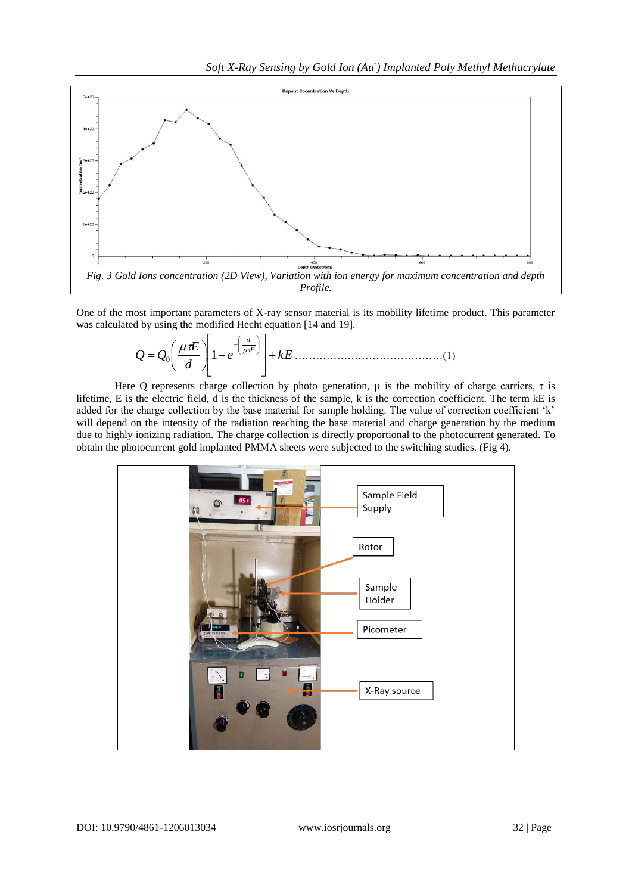Fig. 3 Gold Ions concentration (2D View), Variation with ion energy for maximum concentration and depth Profile.

One of the most important parameters of X-ray sensor material is its mobility lifetime product. This parameter was calculated by using the modified Hecht equation [14 and 19].

$$Q = Q_0\left(\frac{\mu\tau E}{d}\right)\left[1 - e^{-\left(\frac{d}{\mu\tau E}\right)}\right] + kE \quad\text{..........................................(1)}$$

Here Q represents charge collection by photo generation, μ is the mobility of charge carriers, τ is lifetime, E is the electric field, d is the thickness of the sample, k is the correction coefficient. The term kE is added for the charge collection by the base material for sample holding. The value of correction coefficient 'k' will depend on the intensity of the radiation reaching the base material and charge generation by the medium due to highly ionizing radiation. The charge collection is directly proportional to the photocurrent generated. To obtain the photocurrent gold implanted PMMA sheets were subjected to the switching studies. (Fig 4).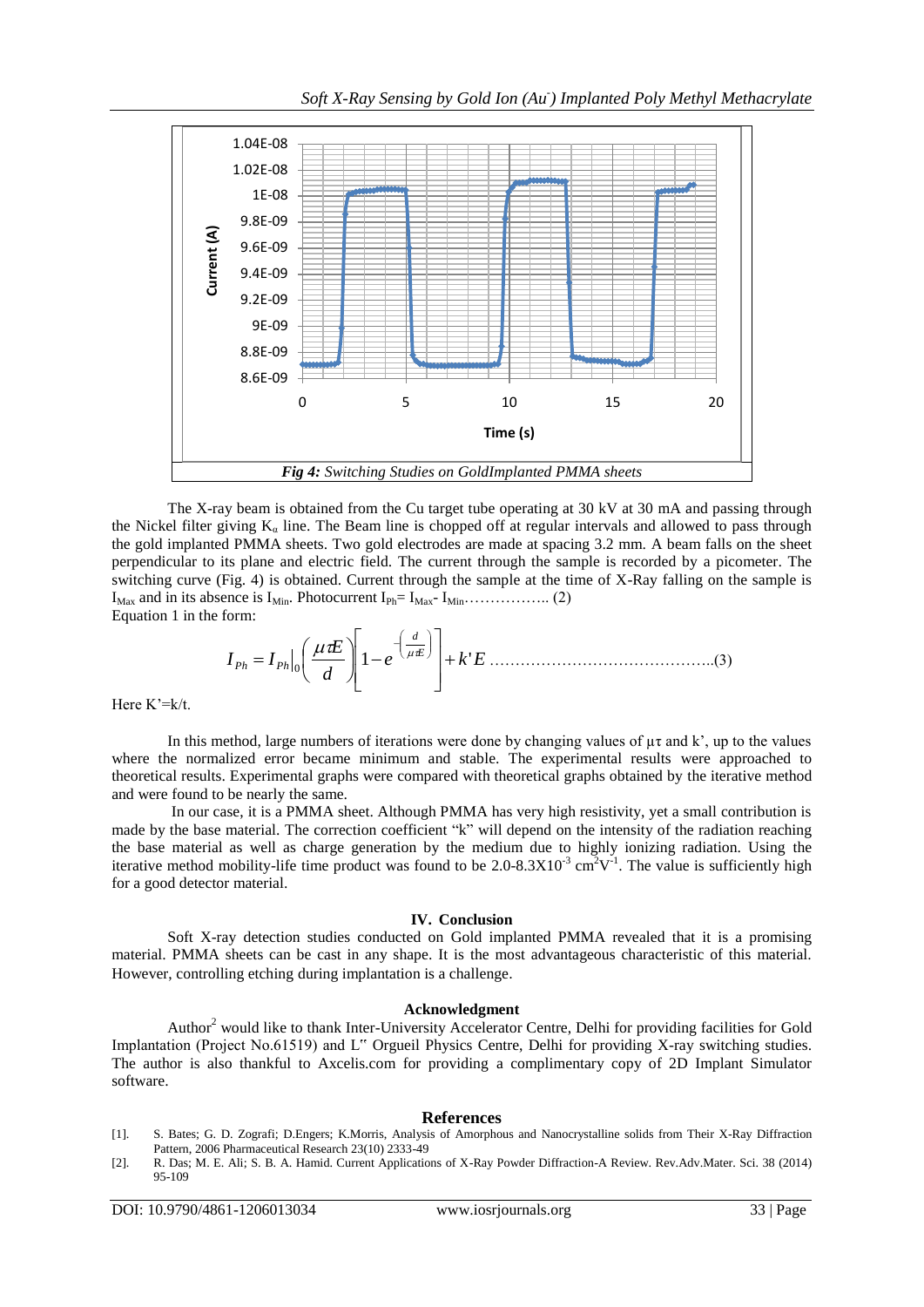*Fig 4: Switching Studies on GoldImplanted PMMA sheets*

The X-ray beam is obtained from the Cu target tube operating at 30 kV at 30 mA and passing through the Nickel filter giving $K_\alpha$ line. The Beam line is chopped off at regular intervals and allowed to pass through the gold implanted PMMA sheets. Two gold electrodes are made at spacing 3.2 mm. A beam falls on the sheet perpendicular to its plane and electric field. The current through the sample is recorded by a picometer. The switching curve (Fig. 4) is obtained. Current through the sample at the time of X-Ray falling on the sample is $I_{Max}$ and in its absence is $I_{Min}$. Photocurrent $I_{Ph}= I_{Max}- I_{Min}$…………….. (2)

Equation 1 in the form:

$$I_{Ph} = I_{Ph}\big|_0 \left( \frac{\mu \tau E}{d} \right) \left[ 1 - e^{-\left( \frac{d}{\mu \tau E} \right)} \right] + k'E \quad \text{……………………………………..(3)}$$

Here K'=k/t.

In this method, large numbers of iterations were done by changing values of $\mu\tau$ and k', up to the values where the normalized error became minimum and stable. The experimental results were approached to theoretical results. Experimental graphs were compared with theoretical graphs obtained by the iterative method and were found to be nearly the same.

In our case, it is a PMMA sheet. Although PMMA has very high resistivity, yet a small contribution is made by the base material. The correction coefficient "k" will depend on the intensity of the radiation reaching the base material as well as charge generation by the medium due to highly ionizing radiation. Using the iterative method mobility-life time product was found to be 2.0-8.3X$10^{-3}$ $cm^2V^{-1}$. The value is sufficiently high for a good detector material.

## IV. Conclusion

Soft X-ray detection studies conducted on Gold implanted PMMA revealed that it is a promising material. PMMA sheets can be cast in any shape. It is the most advantageous characteristic of this material. However, controlling etching during implantation is a challenge.

## Acknowledgment

Author[2] would like to thank Inter-University Accelerator Centre, Delhi for providing facilities for Gold Implantation (Project No.61519) and L" Orgueil Physics Centre, Delhi for providing X-ray switching studies. The author is also thankful to Axcelis.com for providing a complimentary copy of 2D Implant Simulator software.

## References

[1]. S. Bates; G. D. Zografi; D.Engers; K.Morris, Analysis of Amorphous and Nanocrystalline solids from Their X-Ray Diffraction Pattern, 2006 Pharmaceutical Research 23(10) 2333-49

[2]. R. Das; M. E. Ali; S. B. A. Hamid. Current Applications of X-Ray Powder Diffraction-A Review. Rev.Adv.Mater. Sci. 38 (2014) 95-109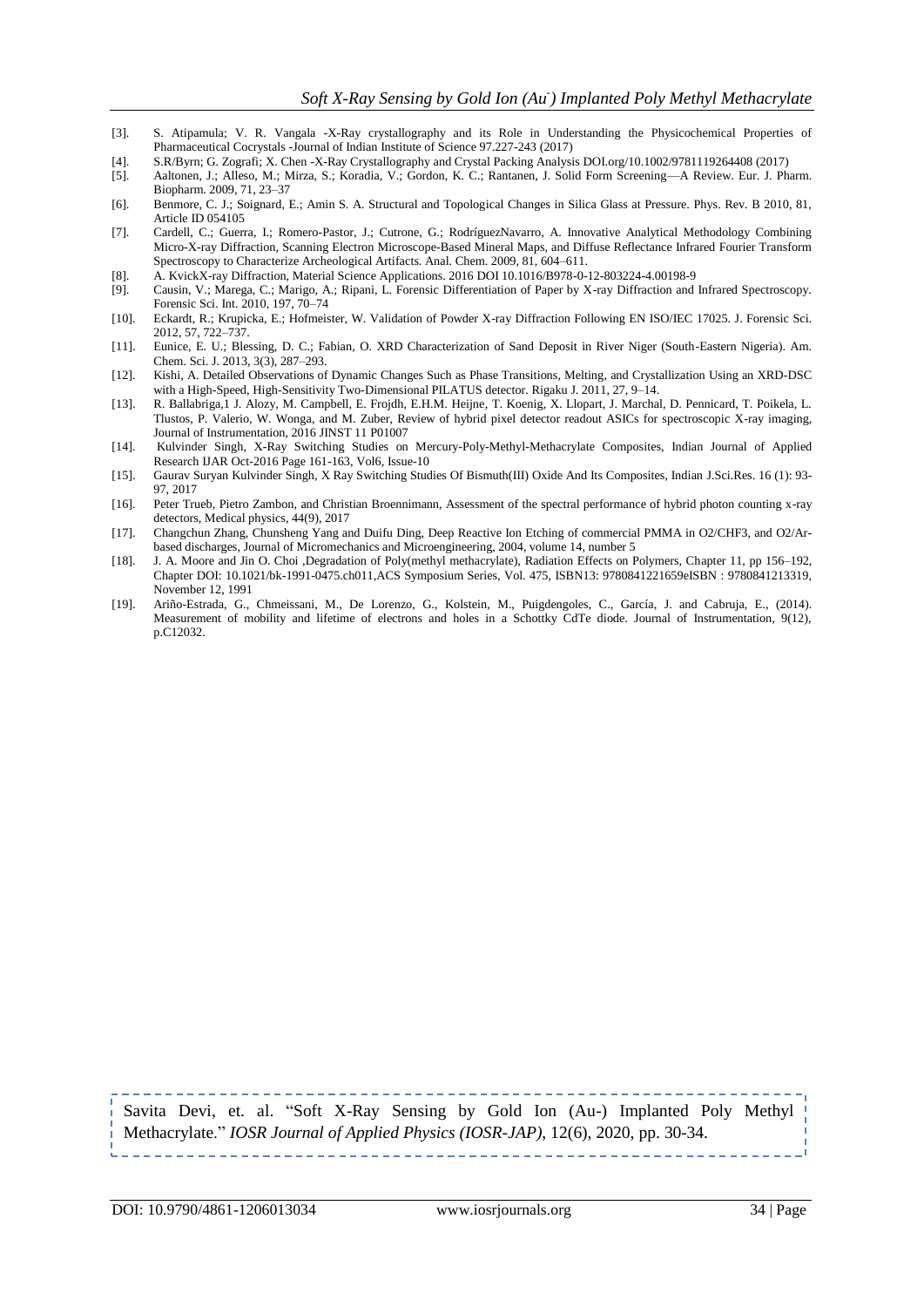[3]. S. Atipamula; V. R. Vangala -X-Ray crystallography and its Role in Understanding the Physicochemical Properties of Pharmaceutical Cocrystals -Journal of Indian Institute of Science 97.227-243 (2017)

[4]. S.R/Byrn; G. Zografi; X. Chen -X-Ray Crystallography and Crystal Packing Analysis DOI.org/10.1002/9781119264408 (2017)

[5]. Aaltonen, J.; Alleso, M.; Mirza, S.; Koradia, V.; Gordon, K. C.; Rantanen, J. Solid Form Screening—A Review. Eur. J. Pharm. Biopharm. 2009, 71, 23–37

[6]. Benmore, C. J.; Soignard, E.; Amin S. A. Structural and Topological Changes in Silica Glass at Pressure. Phys. Rev. B 2010, 81, Article ID 054105

[7]. Cardell, C.; Guerra, I.; Romero-Pastor, J.; Cutrone, G.; RodríguezNavarro, A. Innovative Analytical Methodology Combining Micro-X-ray Diffraction, Scanning Electron Microscope-Based Mineral Maps, and Diffuse Reflectance Infrared Fourier Transform Spectroscopy to Characterize Archeological Artifacts. Anal. Chem. 2009, 81, 604–611.

[8]. A. KvickX-ray Diffraction, Material Science Applications. 2016 DOI 10.1016/B978-0-12-803224-4.00198-9

[9]. Causin, V.; Marega, C.; Marigo, A.; Ripani, L. Forensic Differentiation of Paper by X-ray Diffraction and Infrared Spectroscopy. Forensic Sci. Int. 2010, 197, 70–74

[10]. Eckardt, R.; Krupicka, E.; Hofmeister, W. Validation of Powder X-ray Diffraction Following EN ISO/IEC 17025. J. Forensic Sci. 2012, 57, 722–737.

[11]. Eunice, E. U.; Blessing, D. C.; Fabian, O. XRD Characterization of Sand Deposit in River Niger (South-Eastern Nigeria). Am. Chem. Sci. J. 2013, 3(3), 287–293.

[12]. Kishi, A. Detailed Observations of Dynamic Changes Such as Phase Transitions, Melting, and Crystallization Using an XRD-DSC with a High-Speed, High-Sensitivity Two-Dimensional PILATUS detector. Rigaku J. 2011, 27, 9–14.

[13]. R. Ballabriga,1 J. Alozy, M. Campbell, E. Frojdh, E.H.M. Heijne, T. Koenig, X. Llopart, J. Marchal, D. Pennicard, T. Poikela, L. Tlustos, P. Valerio, W. Wonga, and M. Zuber, Review of hybrid pixel detector readout ASICs for spectroscopic X-ray imaging, Journal of Instrumentation, 2016 JINST 11 P01007

[14]. Kulvinder Singh, X-Ray Switching Studies on Mercury-Poly-Methyl-Methacrylate Composites, Indian Journal of Applied Research IJAR Oct-2016 Page 161-163, Vol6, Issue-10

[15]. Gaurav Suryan Kulvinder Singh, X Ray Switching Studies Of Bismuth(III) Oxide And Its Composites, Indian J.Sci.Res. 16 (1): 93-97, 2017

[16]. Peter Trueb, Pietro Zambon, and Christian Broennimann, Assessment of the spectral performance of hybrid photon counting x-ray detectors, Medical physics, 44(9), 2017

[17]. Changchun Zhang, Chunsheng Yang and Duifu Ding, Deep Reactive Ion Etching of commercial PMMA in O2/CHF3, and O2/Ar-based discharges, Journal of Micromechanics and Microengineering, 2004, volume 14, number 5

[18]. J. A. Moore and Jin O. Choi ,Degradation of Poly(methyl methacrylate), Radiation Effects on Polymers, Chapter 11, pp 156–192, Chapter DOI: 10.1021/bk-1991-0475.ch011,ACS Symposium Series, Vol. 475, ISBN13: 9780841221659eISBN : 9780841213319, November 12, 1991

[19]. Ariño-Estrada, G., Chmeissani, M., De Lorenzo, G., Kolstein, M., Puigdengoles, C., García, J. and Cabruja, E., (2014). Measurement of mobility and lifetime of electrons and holes in a Schottky CdTe diode. Journal of Instrumentation, 9(12), p.C12032.

Savita Devi, et. al. "Soft X-Ray Sensing by Gold Ion (Au-) Implanted Poly Methyl Methacrylate." *IOSR Journal of Applied Physics (IOSR-JAP)*, 12(6), 2020, pp. 30-34.